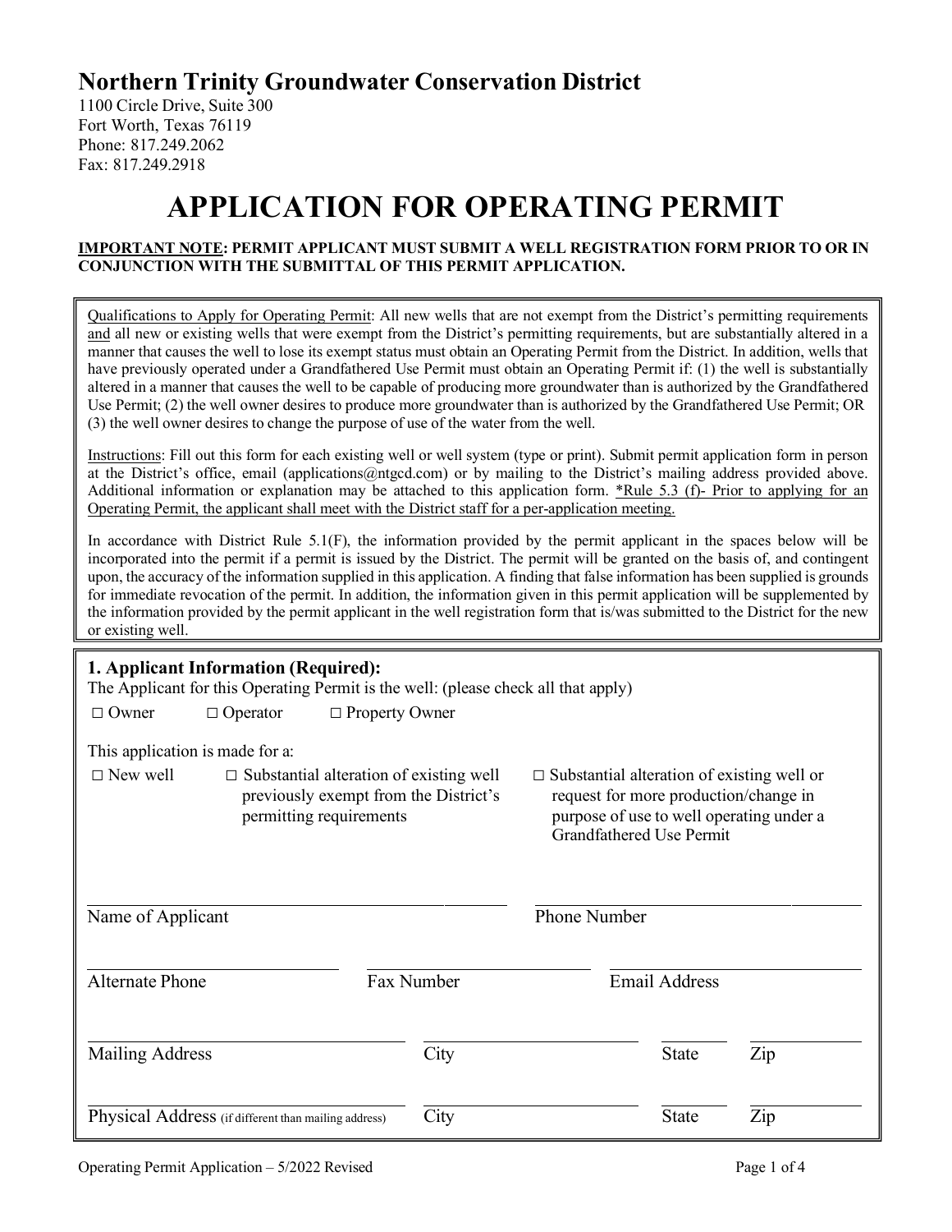## Northern Trinity Groundwater Conservation District

1100 Circle Drive, Suite 300
Fort Worth, Texas 76119
Phone: 817.249.2062
Fax: 817.249.2918

# APPLICATION FOR OPERATING PERMIT

**IMPORTANT NOTE: PERMIT APPLICANT MUST SUBMIT A WELL REGISTRATION FORM PRIOR TO OR IN CONJUNCTION WITH THE SUBMITTAL OF THIS PERMIT APPLICATION.**

Qualifications to Apply for Operating Permit: All new wells that are not exempt from the District's permitting requirements and all new or existing wells that were exempt from the District's permitting requirements, but are substantially altered in a manner that causes the well to lose its exempt status must obtain an Operating Permit from the District. In addition, wells that have previously operated under a Grandfathered Use Permit must obtain an Operating Permit if: (1) the well is substantially altered in a manner that causes the well to be capable of producing more groundwater than is authorized by the Grandfathered Use Permit; (2) the well owner desires to produce more groundwater than is authorized by the Grandfathered Use Permit; OR (3) the well owner desires to change the purpose of use of the water from the well.

Instructions: Fill out this form for each existing well or well system (type or print). Submit permit application form in person at the District's office, email (applications@ntgcd.com) or by mailing to the District's mailing address provided above. Additional information or explanation may be attached to this application form. *Rule 5.3 (f)- Prior to applying for an Operating Permit, the applicant shall meet with the District staff for a per-application meeting.

In accordance with District Rule 5.1(F), the information provided by the permit applicant in the spaces below will be incorporated into the permit if a permit is issued by the District. The permit will be granted on the basis of, and contingent upon, the accuracy of the information supplied in this application. A finding that false information has been supplied is grounds for immediate revocation of the permit. In addition, the information given in this permit application will be supplemented by the information provided by the permit applicant in the well registration form that is/was submitted to the District for the new or existing well.

### 1. Applicant Information (Required):

The Applicant for this Operating Permit is the well: (please check all that apply)

□ Owner □ Operator □ Property Owner

This application is made for a:

□ New well

□ Substantial alteration of existing well previously exempt from the District's permitting requirements

□ Substantial alteration of existing well or request for more production/change in purpose of use to well operating under a Grandfathered Use Permit

Name of Applicant ______________________ Phone Number ______________________

Alternate Phone ______________ Fax Number ______________ Email Address ______________

Mailing Address ______________ City ______________ State ______ Zip ______

Physical Address (if different than mailing address) ______________ City ______________ State ______ Zip ______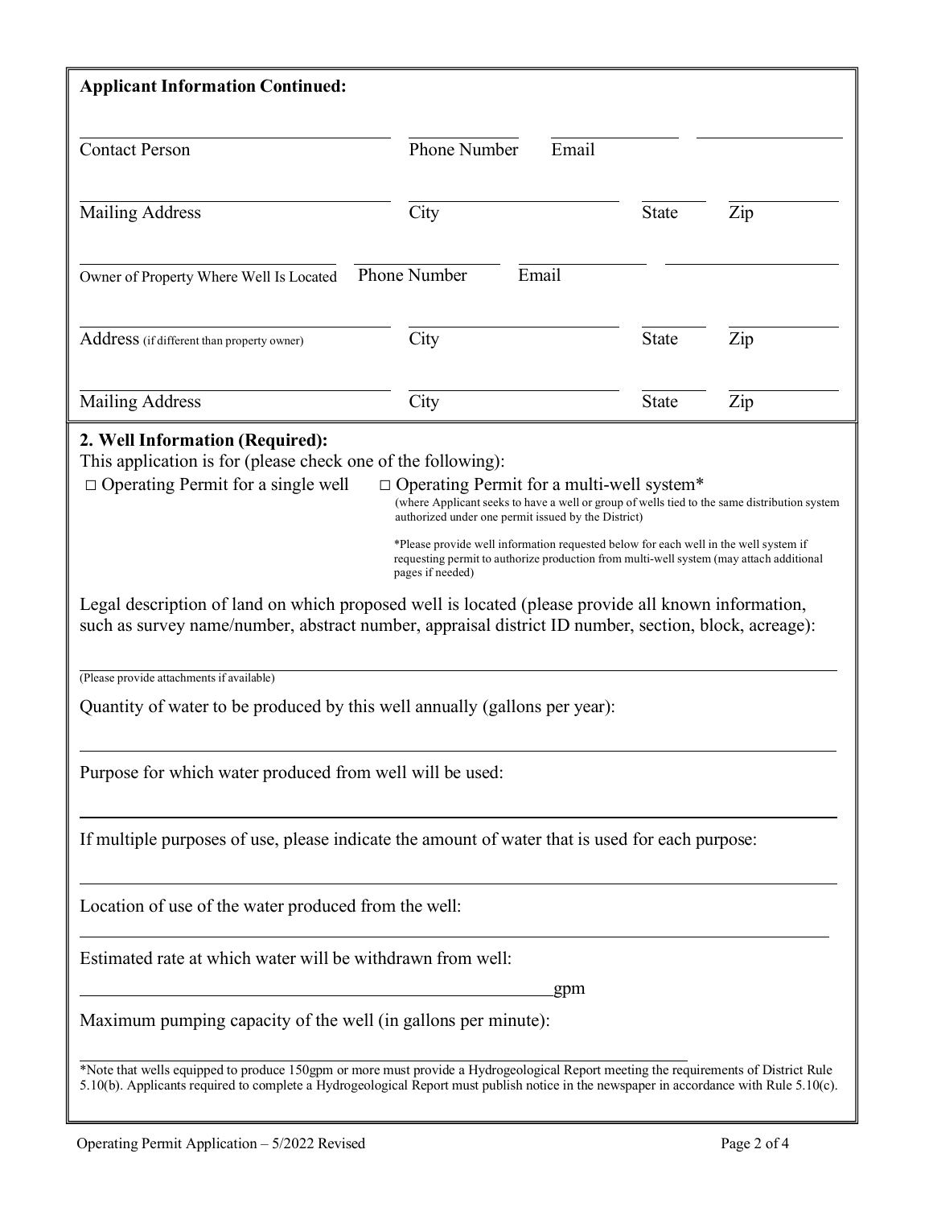**Applicant Information Continued:**

| | | | | |
|---|---|---|---|---|
| Contact Person | Phone Number | Email | | |
| Mailing Address | City | | State | Zip |
| Owner of Property Where Well Is Located | Phone Number | Email | | |
| Address (if different than property owner) | City | | State | Zip |
| Mailing Address | City | | State | Zip |

**2. Well Information (Required):**

This application is for (please check one of the following):

□ Operating Permit for a single well

□ Operating Permit for a multi-well system*
(where Applicant seeks to have a well or group of wells tied to the same distribution system authorized under one permit issued by the District)

*Please provide well information requested below for each well in the well system if requesting permit to authorize production from multi-well system (may attach additional pages if needed)

Legal description of land on which proposed well is located (please provide all known information, such as survey name/number, abstract number, appraisal district ID number, section, block, acreage):

______________________________________________
(Please provide attachments if available)

Quantity of water to be produced by this well annually (gallons per year):

______________________________________________

Purpose for which water produced from well will be used:

______________________________________________

If multiple purposes of use, please indicate the amount of water that is used for each purpose:

______________________________________________

Location of use of the water produced from the well:

______________________________________________

Estimated rate at which water will be withdrawn from well:

______________________________________________gpm

Maximum pumping capacity of the well (in gallons per minute):

______________________________________________

*Note that wells equipped to produce 150gpm or more must provide a Hydrogeological Report meeting the requirements of District Rule 5.10(b). Applicants required to complete a Hydrogeological Report must publish notice in the newspaper in accordance with Rule 5.10(c).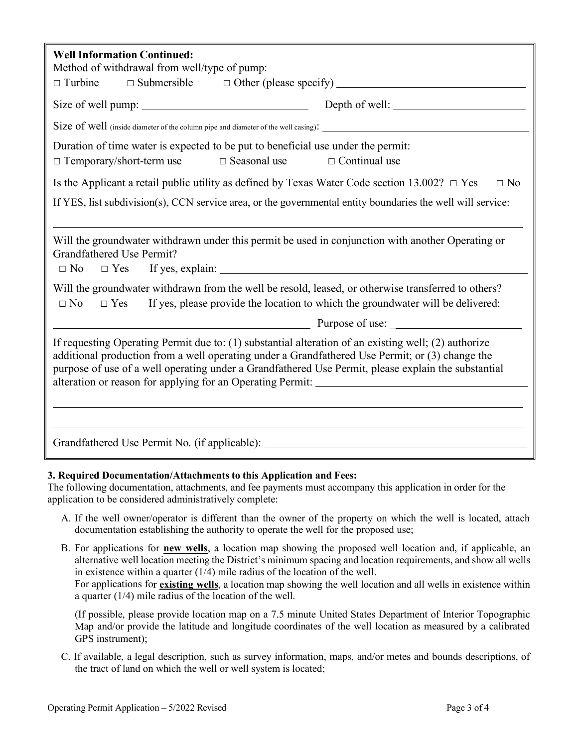**Well Information Continued:**

Method of withdrawal from well/type of pump:

□ Turbine □ Submersible □ Other (please specify) ____________________

Size of well pump: ____________________ Depth of well: ____________________

Size of well (inside diameter of the column pipe and diameter of the well casing): ____________________

Duration of time water is expected to be put to beneficial use under the permit:

□ Temporary/short-term use □ Seasonal use □ Continual use

Is the Applicant a retail public utility as defined by Texas Water Code section 13.002? □ Yes □ No

If YES, list subdivision(s), CCN service area, or the governmental entity boundaries the well will service:

____________________

Will the groundwater withdrawn under this permit be used in conjunction with another Operating or Grandfathered Use Permit?

□ No □ Yes If yes, explain: ____________________

Will the groundwater withdrawn from the well be resold, leased, or otherwise transferred to others?

□ No □ Yes If yes, please provide the location to which the groundwater will be delivered:

____________________ Purpose of use: ____________________

If requesting Operating Permit due to: (1) substantial alteration of an existing well; (2) authorize additional production from a well operating under a Grandfathered Use Permit; or (3) change the purpose of use of a well operating under a Grandfathered Use Permit, please explain the substantial alteration or reason for applying for an Operating Permit: ____________________

____________________

____________________

Grandfathered Use Permit No. (if applicable): ____________________

**3. Required Documentation/Attachments to this Application and Fees:**

The following documentation, attachments, and fee payments must accompany this application in order for the application to be considered administratively complete:

A. If the well owner/operator is different than the owner of the property on which the well is located, attach documentation establishing the authority to operate the well for the proposed use;

B. For applications for **new wells**, a location map showing the proposed well location and, if applicable, an alternative well location meeting the District's minimum spacing and location requirements, and show all wells in existence within a quarter (1/4) mile radius of the location of the well.
For applications for **existing wells**, a location map showing the well location and all wells in existence within a quarter (1/4) mile radius of the location of the well.

(If possible, please provide location map on a 7.5 minute United States Department of Interior Topographic Map and/or provide the latitude and longitude coordinates of the well location as measured by a calibrated GPS instrument);

C. If available, a legal description, such as survey information, maps, and/or metes and bounds descriptions, of the tract of land on which the well or well system is located;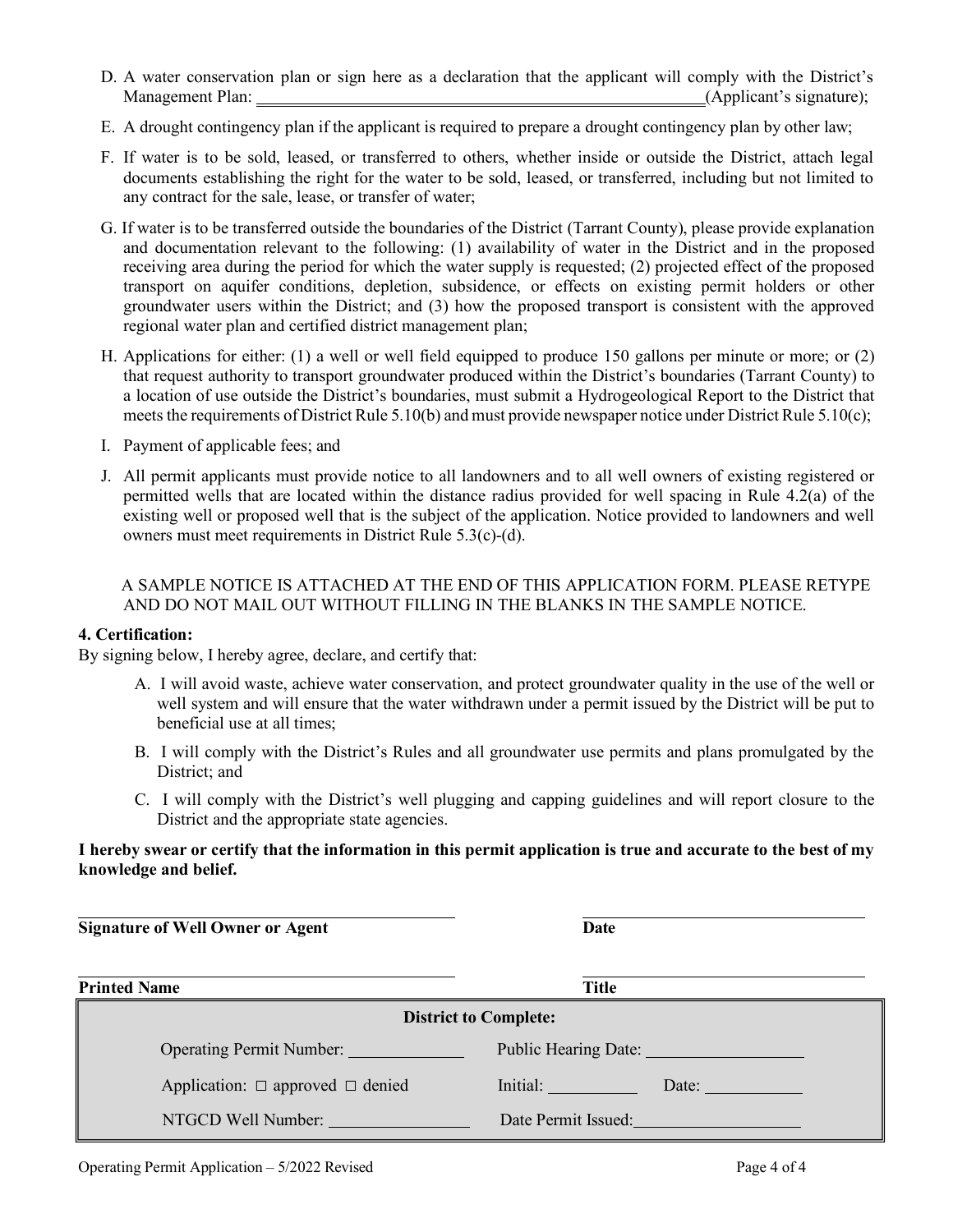D. A water conservation plan or sign here as a declaration that the applicant will comply with the District's Management Plan: ______________________________(Applicant's signature);

E. A drought contingency plan if the applicant is required to prepare a drought contingency plan by other law;

F. If water is to be sold, leased, or transferred to others, whether inside or outside the District, attach legal documents establishing the right for the water to be sold, leased, or transferred, including but not limited to any contract for the sale, lease, or transfer of water;

G. If water is to be transferred outside the boundaries of the District (Tarrant County), please provide explanation and documentation relevant to the following: (1) availability of water in the District and in the proposed receiving area during the period for which the water supply is requested; (2) projected effect of the proposed transport on aquifer conditions, depletion, subsidence, or effects on existing permit holders or other groundwater users within the District; and (3) how the proposed transport is consistent with the approved regional water plan and certified district management plan;

H. Applications for either: (1) a well or well field equipped to produce 150 gallons per minute or more; or (2) that request authority to transport groundwater produced within the District's boundaries (Tarrant County) to a location of use outside the District's boundaries, must submit a Hydrogeological Report to the District that meets the requirements of District Rule 5.10(b) and must provide newspaper notice under District Rule 5.10(c);

I. Payment of applicable fees; and

J. All permit applicants must provide notice to all landowners and to all well owners of existing registered or permitted wells that are located within the distance radius provided for well spacing in Rule 4.2(a) of the existing well or proposed well that is the subject of the application. Notice provided to landowners and well owners must meet requirements in District Rule 5.3(c)-(d).

A SAMPLE NOTICE IS ATTACHED AT THE END OF THIS APPLICATION FORM. PLEASE RETYPE AND DO NOT MAIL OUT WITHOUT FILLING IN THE BLANKS IN THE SAMPLE NOTICE.

**4. Certification:**

By signing below, I hereby agree, declare, and certify that:

A. I will avoid waste, achieve water conservation, and protect groundwater quality in the use of the well or well system and will ensure that the water withdrawn under a permit issued by the District will be put to beneficial use at all times;

B. I will comply with the District's Rules and all groundwater use permits and plans promulgated by the District; and

C. I will comply with the District's well plugging and capping guidelines and will report closure to the District and the appropriate state agencies.

**I hereby swear or certify that the information in this permit application is true and accurate to the best of my knowledge and belief.**

______________________________ ______________________________

**Signature of Well Owner or Agent** **Date**

______________________________ ______________________________

**Printed Name** **Title**

| **District to Complete:** | |
|---|---|
| Operating Permit Number: ________ | Public Hearing Date: ________ |
| Application: ☐ approved ☐ denied | Initial: ________ Date: ________ |
| NTGCD Well Number: ________ | Date Permit Issued: ________ |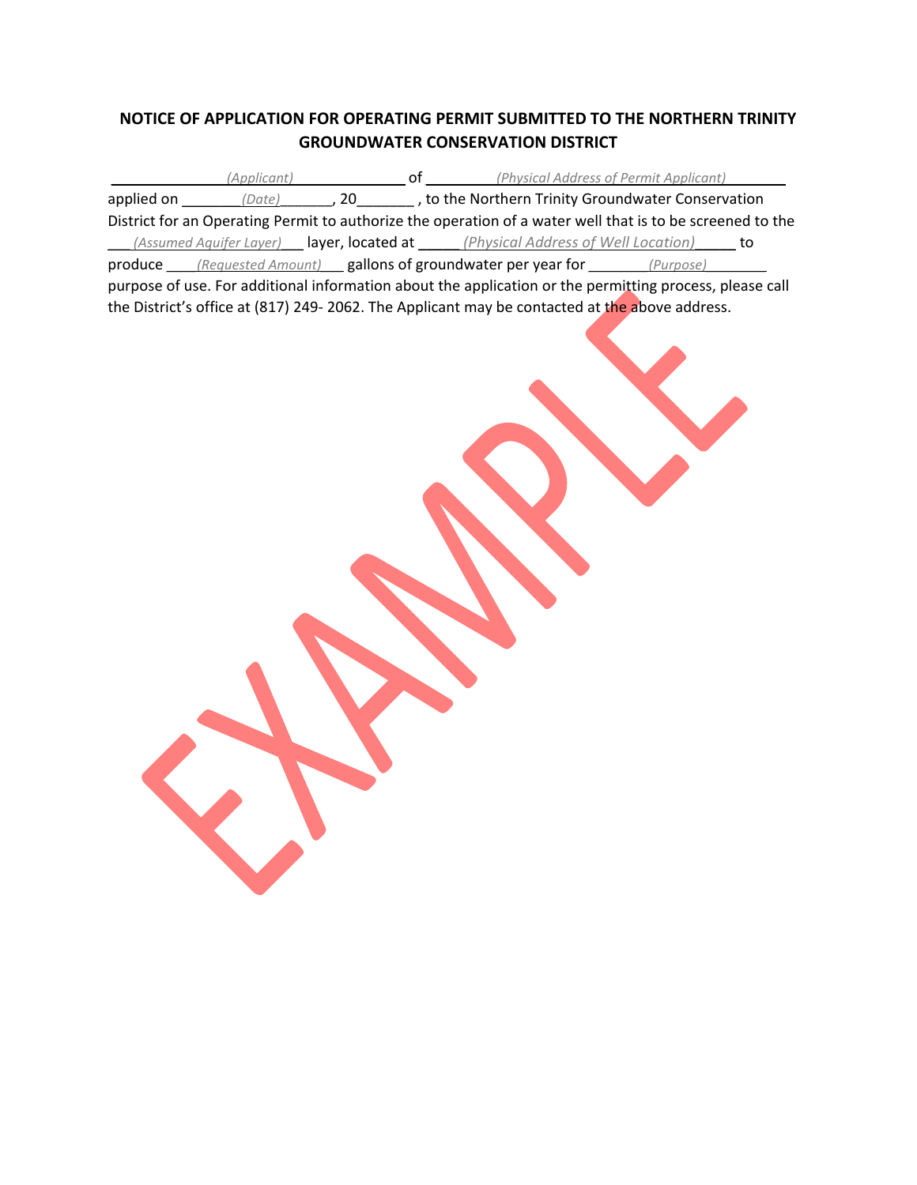**NOTICE OF APPLICATION FOR OPERATING PERMIT SUBMITTED TO THE NORTHERN TRINITY GROUNDWATER CONSERVATION DISTRICT**

_______________*(Applicant)*_______________ of _________*(Physical Address of Permit Applicant)*________ applied on ________*(Date)*_______, 20_______ , to the Northern Trinity Groundwater Conservation District for an Operating Permit to authorize the operation of a water well that is to be screened to the ___ *(Assumed Aquifer Layer)* ___ layer, located at _____ *(Physical Address of Well Location)*_____ to produce ____*(Requested Amount)*___ gallons of groundwater per year for ________*(Purpose)*________ purpose of use. For additional information about the application or the permitting process, please call the District's office at (817) 249- 2062. The Applicant may be contacted at the above address.

EXAMPLE